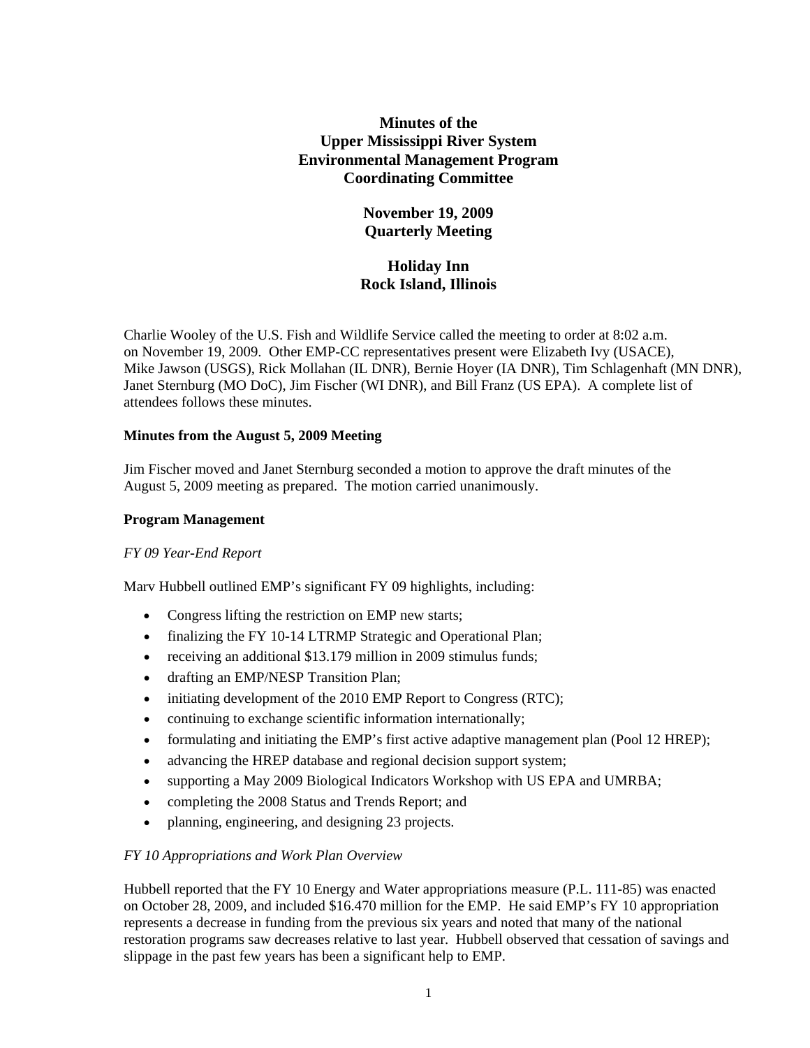# Minutes of the Upper Mississippi River System Environmental Management Program Coordinating Committee

## November 19, 2009 Quarterly Meeting

## Holiday Inn Rock Island, Illinois

Charlie Wooley of the U.S. Fish and Wildlife Service called the meeting to order at 8:02 a.m. on November 19, 2009. Other EMP-CC representatives present were Elizabeth Ivy (USACE), Mike Jawson (USGS), Rick Mollahan (IL DNR), Bernie Hoyer (IA DNR), Tim Schlagenhaft (MN DNR), Janet Sternburg (MO DoC), Jim Fischer (WI DNR), and Bill Franz (US EPA). A complete list of attendees follows these minutes.

**Minutes from the August 5, 2009 Meeting**

Jim Fischer moved and Janet Sternburg seconded a motion to approve the draft minutes of the August 5, 2009 meeting as prepared. The motion carried unanimously.

**Program Management**

*FY 09 Year-End Report*

Marv Hubbell outlined EMP's significant FY 09 highlights, including:

- Congress lifting the restriction on EMP new starts;
- finalizing the FY 10-14 LTRMP Strategic and Operational Plan;
- receiving an additional $13.179 million in 2009 stimulus funds;
- drafting an EMP/NESP Transition Plan;
- initiating development of the 2010 EMP Report to Congress (RTC);
- continuing to exchange scientific information internationally;
- formulating and initiating the EMP's first active adaptive management plan (Pool 12 HREP);
- advancing the HREP database and regional decision support system;
- supporting a May 2009 Biological Indicators Workshop with US EPA and UMRBA;
- completing the 2008 Status and Trends Report; and
- planning, engineering, and designing 23 projects.

*FY 10 Appropriations and Work Plan Overview*

Hubbell reported that the FY 10 Energy and Water appropriations measure (P.L. 111-85) was enacted on October 28, 2009, and included $16.470 million for the EMP. He said EMP's FY 10 appropriation represents a decrease in funding from the previous six years and noted that many of the national restoration programs saw decreases relative to last year. Hubbell observed that cessation of savings and slippage in the past few years has been a significant help to EMP.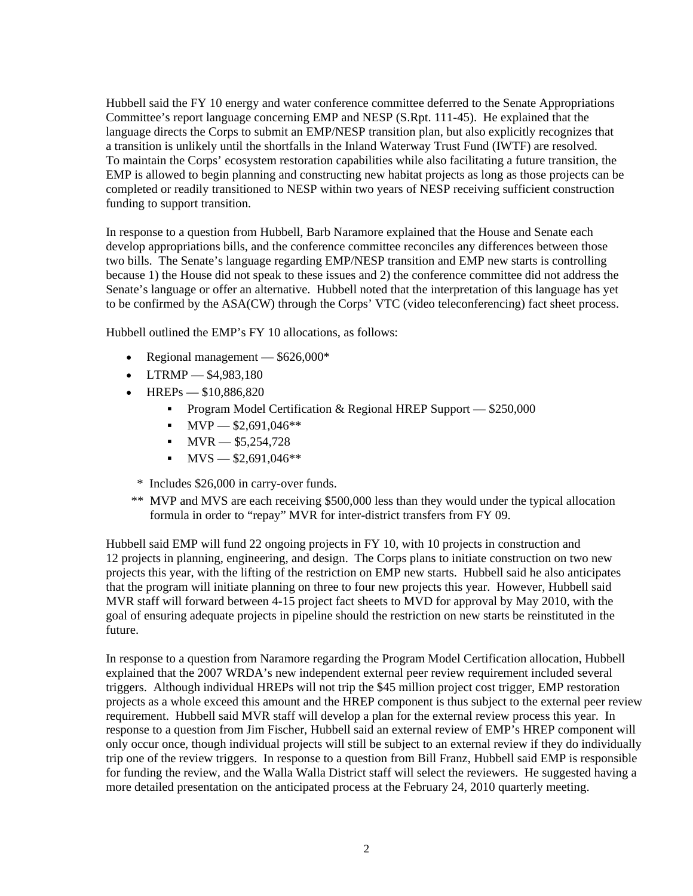Hubbell said the FY 10 energy and water conference committee deferred to the Senate Appropriations Committee's report language concerning EMP and NESP (S.Rpt. 111-45). He explained that the language directs the Corps to submit an EMP/NESP transition plan, but also explicitly recognizes that a transition is unlikely until the shortfalls in the Inland Waterway Trust Fund (IWTF) are resolved. To maintain the Corps' ecosystem restoration capabilities while also facilitating a future transition, the EMP is allowed to begin planning and constructing new habitat projects as long as those projects can be completed or readily transitioned to NESP within two years of NESP receiving sufficient construction funding to support transition.

In response to a question from Hubbell, Barb Naramore explained that the House and Senate each develop appropriations bills, and the conference committee reconciles any differences between those two bills. The Senate's language regarding EMP/NESP transition and EMP new starts is controlling because 1) the House did not speak to these issues and 2) the conference committee did not address the Senate's language or offer an alternative. Hubbell noted that the interpretation of this language has yet to be confirmed by the ASA(CW) through the Corps' VTC (video teleconferencing) fact sheet process.

Hubbell outlined the EMP's FY 10 allocations, as follows:

- Regional management — $626,000*
- LTRMP — $4,983,180
- HREPs — $10,886,820
  - Program Model Certification & Regional HREP Support — $250,000
  - MVP — $2,691,046**
  - MVR — $5,254,728
  - MVS — $2,691,046**

\* Includes $26,000 in carry-over funds.

\*\* MVP and MVS are each receiving $500,000 less than they would under the typical allocation formula in order to "repay" MVR for inter-district transfers from FY 09.

Hubbell said EMP will fund 22 ongoing projects in FY 10, with 10 projects in construction and 12 projects in planning, engineering, and design. The Corps plans to initiate construction on two new projects this year, with the lifting of the restriction on EMP new starts. Hubbell said he also anticipates that the program will initiate planning on three to four new projects this year. However, Hubbell said MVR staff will forward between 4-15 project fact sheets to MVD for approval by May 2010, with the goal of ensuring adequate projects in pipeline should the restriction on new starts be reinstituted in the future.

In response to a question from Naramore regarding the Program Model Certification allocation, Hubbell explained that the 2007 WRDA's new independent external peer review requirement included several triggers. Although individual HREPs will not trip the $45 million project cost trigger, EMP restoration projects as a whole exceed this amount and the HREP component is thus subject to the external peer review requirement. Hubbell said MVR staff will develop a plan for the external review process this year. In response to a question from Jim Fischer, Hubbell said an external review of EMP's HREP component will only occur once, though individual projects will still be subject to an external review if they do individually trip one of the review triggers. In response to a question from Bill Franz, Hubbell said EMP is responsible for funding the review, and the Walla Walla District staff will select the reviewers. He suggested having a more detailed presentation on the anticipated process at the February 24, 2010 quarterly meeting.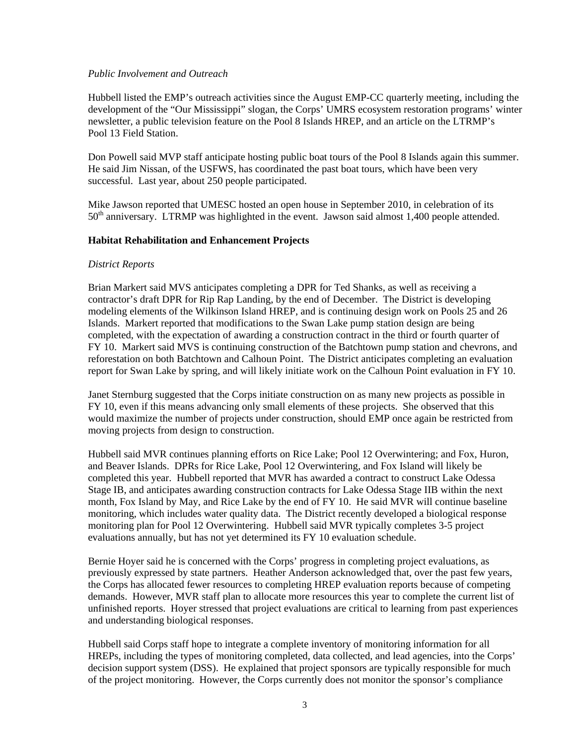*Public Involvement and Outreach*

Hubbell listed the EMP's outreach activities since the August EMP-CC quarterly meeting, including the development of the "Our Mississippi" slogan, the Corps' UMRS ecosystem restoration programs' winter newsletter, a public television feature on the Pool 8 Islands HREP, and an article on the LTRMP's Pool 13 Field Station.

Don Powell said MVP staff anticipate hosting public boat tours of the Pool 8 Islands again this summer. He said Jim Nissan, of the USFWS, has coordinated the past boat tours, which have been very successful. Last year, about 250 people participated.

Mike Jawson reported that UMESC hosted an open house in September 2010, in celebration of its 50th anniversary. LTRMP was highlighted in the event. Jawson said almost 1,400 people attended.

**Habitat Rehabilitation and Enhancement Projects**

*District Reports*

Brian Markert said MVS anticipates completing a DPR for Ted Shanks, as well as receiving a contractor's draft DPR for Rip Rap Landing, by the end of December. The District is developing modeling elements of the Wilkinson Island HREP, and is continuing design work on Pools 25 and 26 Islands. Markert reported that modifications to the Swan Lake pump station design are being completed, with the expectation of awarding a construction contract in the third or fourth quarter of FY 10. Markert said MVS is continuing construction of the Batchtown pump station and chevrons, and reforestation on both Batchtown and Calhoun Point. The District anticipates completing an evaluation report for Swan Lake by spring, and will likely initiate work on the Calhoun Point evaluation in FY 10.

Janet Sternburg suggested that the Corps initiate construction on as many new projects as possible in FY 10, even if this means advancing only small elements of these projects. She observed that this would maximize the number of projects under construction, should EMP once again be restricted from moving projects from design to construction.

Hubbell said MVR continues planning efforts on Rice Lake; Pool 12 Overwintering; and Fox, Huron, and Beaver Islands. DPRs for Rice Lake, Pool 12 Overwintering, and Fox Island will likely be completed this year. Hubbell reported that MVR has awarded a contract to construct Lake Odessa Stage IB, and anticipates awarding construction contracts for Lake Odessa Stage IIB within the next month, Fox Island by May, and Rice Lake by the end of FY 10. He said MVR will continue baseline monitoring, which includes water quality data. The District recently developed a biological response monitoring plan for Pool 12 Overwintering. Hubbell said MVR typically completes 3-5 project evaluations annually, but has not yet determined its FY 10 evaluation schedule.

Bernie Hoyer said he is concerned with the Corps' progress in completing project evaluations, as previously expressed by state partners. Heather Anderson acknowledged that, over the past few years, the Corps has allocated fewer resources to completing HREP evaluation reports because of competing demands. However, MVR staff plan to allocate more resources this year to complete the current list of unfinished reports. Hoyer stressed that project evaluations are critical to learning from past experiences and understanding biological responses.

Hubbell said Corps staff hope to integrate a complete inventory of monitoring information for all HREPs, including the types of monitoring completed, data collected, and lead agencies, into the Corps' decision support system (DSS). He explained that project sponsors are typically responsible for much of the project monitoring. However, the Corps currently does not monitor the sponsor's compliance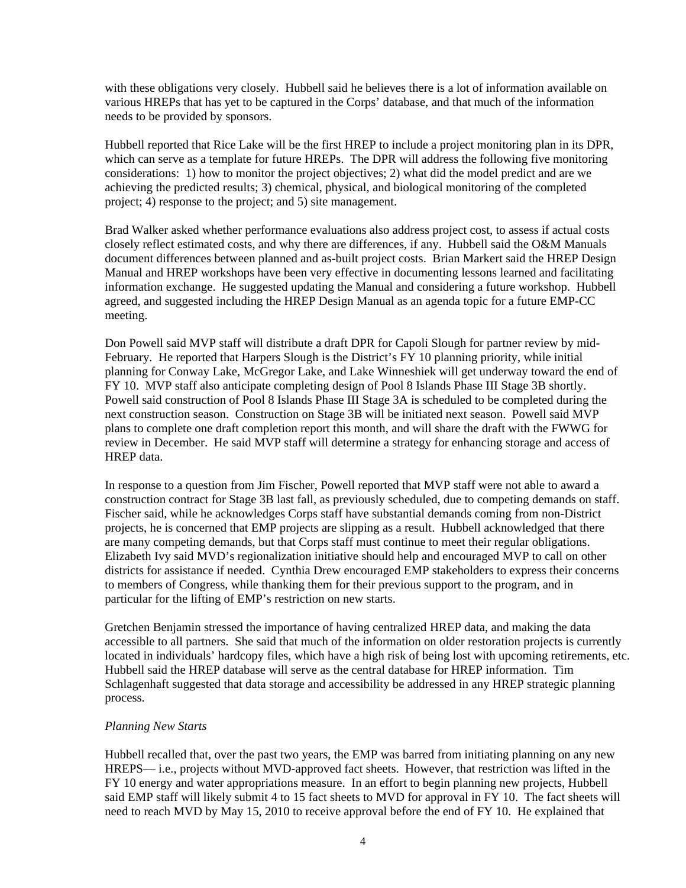with these obligations very closely. Hubbell said he believes there is a lot of information available on various HREPs that has yet to be captured in the Corps' database, and that much of the information needs to be provided by sponsors.

Hubbell reported that Rice Lake will be the first HREP to include a project monitoring plan in its DPR, which can serve as a template for future HREPs. The DPR will address the following five monitoring considerations: 1) how to monitor the project objectives; 2) what did the model predict and are we achieving the predicted results; 3) chemical, physical, and biological monitoring of the completed project; 4) response to the project; and 5) site management.

Brad Walker asked whether performance evaluations also address project cost, to assess if actual costs closely reflect estimated costs, and why there are differences, if any. Hubbell said the O&M Manuals document differences between planned and as-built project costs. Brian Markert said the HREP Design Manual and HREP workshops have been very effective in documenting lessons learned and facilitating information exchange. He suggested updating the Manual and considering a future workshop. Hubbell agreed, and suggested including the HREP Design Manual as an agenda topic for a future EMP-CC meeting.

Don Powell said MVP staff will distribute a draft DPR for Capoli Slough for partner review by mid-February. He reported that Harpers Slough is the District's FY 10 planning priority, while initial planning for Conway Lake, McGregor Lake, and Lake Winneshiek will get underway toward the end of FY 10. MVP staff also anticipate completing design of Pool 8 Islands Phase III Stage 3B shortly. Powell said construction of Pool 8 Islands Phase III Stage 3A is scheduled to be completed during the next construction season. Construction on Stage 3B will be initiated next season. Powell said MVP plans to complete one draft completion report this month, and will share the draft with the FWWG for review in December. He said MVP staff will determine a strategy for enhancing storage and access of HREP data.

In response to a question from Jim Fischer, Powell reported that MVP staff were not able to award a construction contract for Stage 3B last fall, as previously scheduled, due to competing demands on staff. Fischer said, while he acknowledges Corps staff have substantial demands coming from non-District projects, he is concerned that EMP projects are slipping as a result. Hubbell acknowledged that there are many competing demands, but that Corps staff must continue to meet their regular obligations. Elizabeth Ivy said MVD's regionalization initiative should help and encouraged MVP to call on other districts for assistance if needed. Cynthia Drew encouraged EMP stakeholders to express their concerns to members of Congress, while thanking them for their previous support to the program, and in particular for the lifting of EMP's restriction on new starts.

Gretchen Benjamin stressed the importance of having centralized HREP data, and making the data accessible to all partners. She said that much of the information on older restoration projects is currently located in individuals' hardcopy files, which have a high risk of being lost with upcoming retirements, etc. Hubbell said the HREP database will serve as the central database for HREP information. Tim Schlagenhaft suggested that data storage and accessibility be addressed in any HREP strategic planning process.

*Planning New Starts*

Hubbell recalled that, over the past two years, the EMP was barred from initiating planning on any new HREPS— i.e., projects without MVD-approved fact sheets. However, that restriction was lifted in the FY 10 energy and water appropriations measure. In an effort to begin planning new projects, Hubbell said EMP staff will likely submit 4 to 15 fact sheets to MVD for approval in FY 10. The fact sheets will need to reach MVD by May 15, 2010 to receive approval before the end of FY 10. He explained that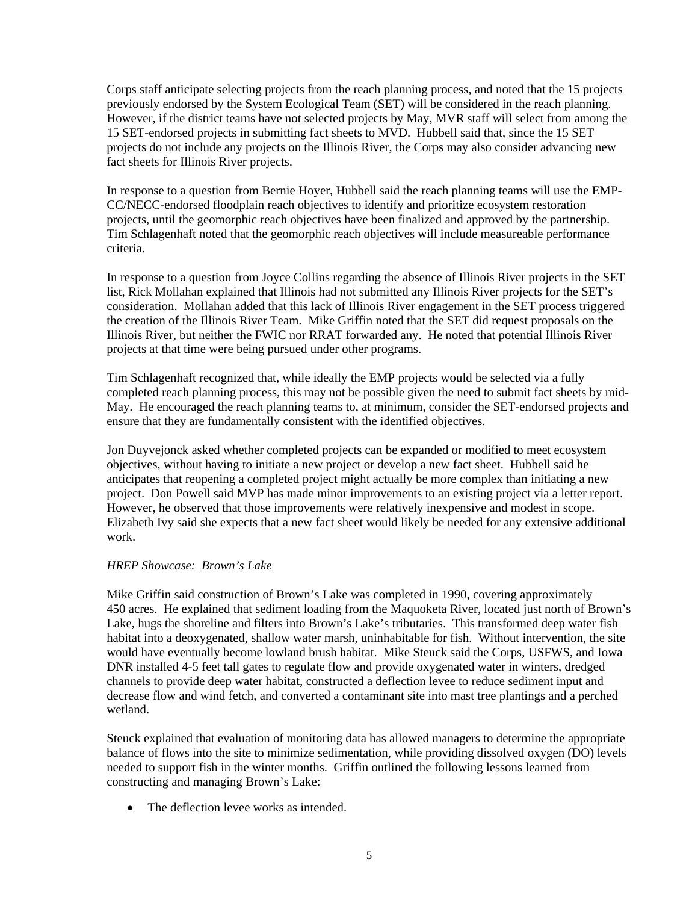Corps staff anticipate selecting projects from the reach planning process, and noted that the 15 projects previously endorsed by the System Ecological Team (SET) will be considered in the reach planning. However, if the district teams have not selected projects by May, MVR staff will select from among the 15 SET-endorsed projects in submitting fact sheets to MVD. Hubbell said that, since the 15 SET projects do not include any projects on the Illinois River, the Corps may also consider advancing new fact sheets for Illinois River projects.

In response to a question from Bernie Hoyer, Hubbell said the reach planning teams will use the EMP-CC/NECC-endorsed floodplain reach objectives to identify and prioritize ecosystem restoration projects, until the geomorphic reach objectives have been finalized and approved by the partnership. Tim Schlagenhaft noted that the geomorphic reach objectives will include measureable performance criteria.

In response to a question from Joyce Collins regarding the absence of Illinois River projects in the SET list, Rick Mollahan explained that Illinois had not submitted any Illinois River projects for the SET's consideration. Mollahan added that this lack of Illinois River engagement in the SET process triggered the creation of the Illinois River Team. Mike Griffin noted that the SET did request proposals on the Illinois River, but neither the FWIC nor RRAT forwarded any. He noted that potential Illinois River projects at that time were being pursued under other programs.

Tim Schlagenhaft recognized that, while ideally the EMP projects would be selected via a fully completed reach planning process, this may not be possible given the need to submit fact sheets by mid-May. He encouraged the reach planning teams to, at minimum, consider the SET-endorsed projects and ensure that they are fundamentally consistent with the identified objectives.

Jon Duyvejonck asked whether completed projects can be expanded or modified to meet ecosystem objectives, without having to initiate a new project or develop a new fact sheet. Hubbell said he anticipates that reopening a completed project might actually be more complex than initiating a new project. Don Powell said MVP has made minor improvements to an existing project via a letter report. However, he observed that those improvements were relatively inexpensive and modest in scope. Elizabeth Ivy said she expects that a new fact sheet would likely be needed for any extensive additional work.

*HREP Showcase: Brown's Lake*

Mike Griffin said construction of Brown's Lake was completed in 1990, covering approximately 450 acres. He explained that sediment loading from the Maquoketa River, located just north of Brown's Lake, hugs the shoreline and filters into Brown's Lake's tributaries. This transformed deep water fish habitat into a deoxygenated, shallow water marsh, uninhabitable for fish. Without intervention, the site would have eventually become lowland brush habitat. Mike Steuck said the Corps, USFWS, and Iowa DNR installed 4-5 feet tall gates to regulate flow and provide oxygenated water in winters, dredged channels to provide deep water habitat, constructed a deflection levee to reduce sediment input and decrease flow and wind fetch, and converted a contaminant site into mast tree plantings and a perched wetland.

Steuck explained that evaluation of monitoring data has allowed managers to determine the appropriate balance of flows into the site to minimize sedimentation, while providing dissolved oxygen (DO) levels needed to support fish in the winter months. Griffin outlined the following lessons learned from constructing and managing Brown's Lake:

- The deflection levee works as intended.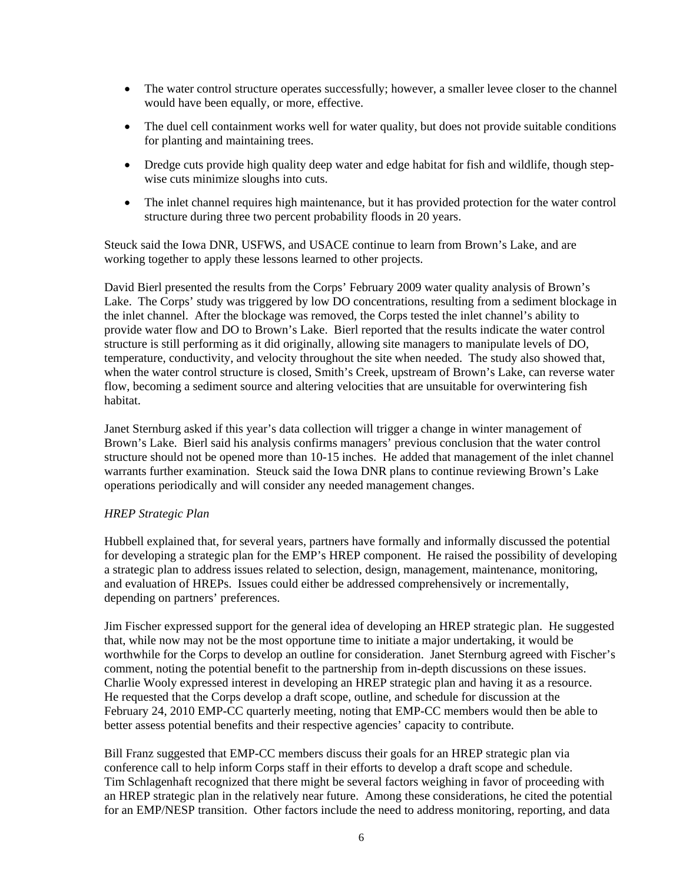- The water control structure operates successfully; however, a smaller levee closer to the channel would have been equally, or more, effective.

- The duel cell containment works well for water quality, but does not provide suitable conditions for planting and maintaining trees.

- Dredge cuts provide high quality deep water and edge habitat for fish and wildlife, though step-wise cuts minimize sloughs into cuts.

- The inlet channel requires high maintenance, but it has provided protection for the water control structure during three two percent probability floods in 20 years.

Steuck said the Iowa DNR, USFWS, and USACE continue to learn from Brown's Lake, and are working together to apply these lessons learned to other projects.

David Bierl presented the results from the Corps' February 2009 water quality analysis of Brown's Lake. The Corps' study was triggered by low DO concentrations, resulting from a sediment blockage in the inlet channel. After the blockage was removed, the Corps tested the inlet channel's ability to provide water flow and DO to Brown's Lake. Bierl reported that the results indicate the water control structure is still performing as it did originally, allowing site managers to manipulate levels of DO, temperature, conductivity, and velocity throughout the site when needed. The study also showed that, when the water control structure is closed, Smith's Creek, upstream of Brown's Lake, can reverse water flow, becoming a sediment source and altering velocities that are unsuitable for overwintering fish habitat.

Janet Sternburg asked if this year's data collection will trigger a change in winter management of Brown's Lake. Bierl said his analysis confirms managers' previous conclusion that the water control structure should not be opened more than 10-15 inches. He added that management of the inlet channel warrants further examination. Steuck said the Iowa DNR plans to continue reviewing Brown's Lake operations periodically and will consider any needed management changes.

*HREP Strategic Plan*

Hubbell explained that, for several years, partners have formally and informally discussed the potential for developing a strategic plan for the EMP's HREP component. He raised the possibility of developing a strategic plan to address issues related to selection, design, management, maintenance, monitoring, and evaluation of HREPs. Issues could either be addressed comprehensively or incrementally, depending on partners' preferences.

Jim Fischer expressed support for the general idea of developing an HREP strategic plan. He suggested that, while now may not be the most opportune time to initiate a major undertaking, it would be worthwhile for the Corps to develop an outline for consideration. Janet Sternburg agreed with Fischer's comment, noting the potential benefit to the partnership from in-depth discussions on these issues. Charlie Wooly expressed interest in developing an HREP strategic plan and having it as a resource. He requested that the Corps develop a draft scope, outline, and schedule for discussion at the February 24, 2010 EMP-CC quarterly meeting, noting that EMP-CC members would then be able to better assess potential benefits and their respective agencies' capacity to contribute.

Bill Franz suggested that EMP-CC members discuss their goals for an HREP strategic plan via conference call to help inform Corps staff in their efforts to develop a draft scope and schedule. Tim Schlagenhaft recognized that there might be several factors weighing in favor of proceeding with an HREP strategic plan in the relatively near future. Among these considerations, he cited the potential for an EMP/NESP transition. Other factors include the need to address monitoring, reporting, and data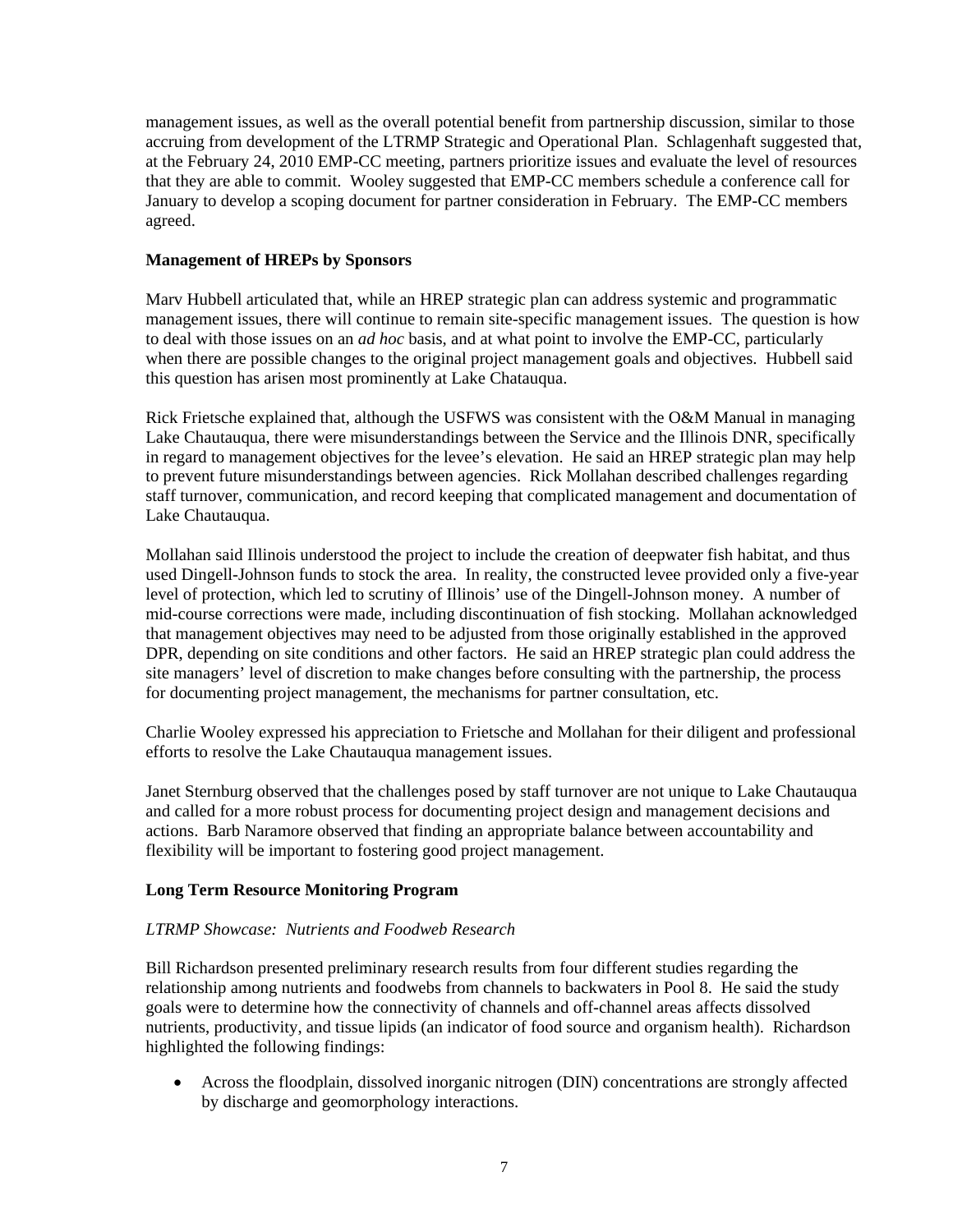management issues, as well as the overall potential benefit from partnership discussion, similar to those accruing from development of the LTRMP Strategic and Operational Plan. Schlagenhaft suggested that, at the February 24, 2010 EMP-CC meeting, partners prioritize issues and evaluate the level of resources that they are able to commit. Wooley suggested that EMP-CC members schedule a conference call for January to develop a scoping document for partner consideration in February. The EMP-CC members agreed.

**Management of HREPs by Sponsors**

Marv Hubbell articulated that, while an HREP strategic plan can address systemic and programmatic management issues, there will continue to remain site-specific management issues. The question is how to deal with those issues on an *ad hoc* basis, and at what point to involve the EMP-CC, particularly when there are possible changes to the original project management goals and objectives. Hubbell said this question has arisen most prominently at Lake Chatauqua.

Rick Frietsche explained that, although the USFWS was consistent with the O&M Manual in managing Lake Chautauqua, there were misunderstandings between the Service and the Illinois DNR, specifically in regard to management objectives for the levee's elevation. He said an HREP strategic plan may help to prevent future misunderstandings between agencies. Rick Mollahan described challenges regarding staff turnover, communication, and record keeping that complicated management and documentation of Lake Chautauqua.

Mollahan said Illinois understood the project to include the creation of deepwater fish habitat, and thus used Dingell-Johnson funds to stock the area. In reality, the constructed levee provided only a five-year level of protection, which led to scrutiny of Illinois' use of the Dingell-Johnson money. A number of mid-course corrections were made, including discontinuation of fish stocking. Mollahan acknowledged that management objectives may need to be adjusted from those originally established in the approved DPR, depending on site conditions and other factors. He said an HREP strategic plan could address the site managers' level of discretion to make changes before consulting with the partnership, the process for documenting project management, the mechanisms for partner consultation, etc.

Charlie Wooley expressed his appreciation to Frietsche and Mollahan for their diligent and professional efforts to resolve the Lake Chautauqua management issues.

Janet Sternburg observed that the challenges posed by staff turnover are not unique to Lake Chautauqua and called for a more robust process for documenting project design and management decisions and actions. Barb Naramore observed that finding an appropriate balance between accountability and flexibility will be important to fostering good project management.

**Long Term Resource Monitoring Program**

*LTRMP Showcase: Nutrients and Foodweb Research*

Bill Richardson presented preliminary research results from four different studies regarding the relationship among nutrients and foodwebs from channels to backwaters in Pool 8. He said the study goals were to determine how the connectivity of channels and off-channel areas affects dissolved nutrients, productivity, and tissue lipids (an indicator of food source and organism health). Richardson highlighted the following findings:

- Across the floodplain, dissolved inorganic nitrogen (DIN) concentrations are strongly affected by discharge and geomorphology interactions.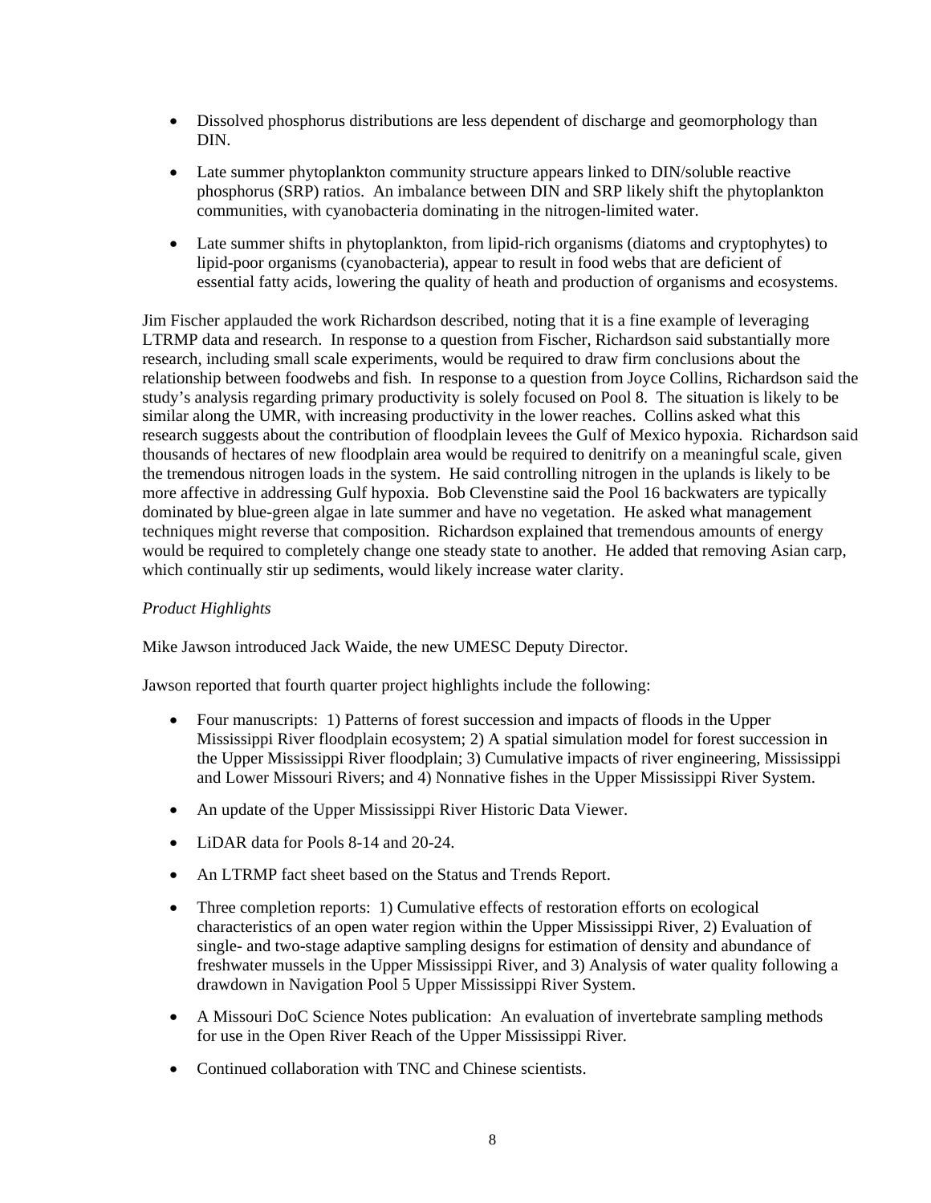- Dissolved phosphorus distributions are less dependent of discharge and geomorphology than DIN.

- Late summer phytoplankton community structure appears linked to DIN/soluble reactive phosphorus (SRP) ratios. An imbalance between DIN and SRP likely shift the phytoplankton communities, with cyanobacteria dominating in the nitrogen-limited water.

- Late summer shifts in phytoplankton, from lipid-rich organisms (diatoms and cryptophytes) to lipid-poor organisms (cyanobacteria), appear to result in food webs that are deficient of essential fatty acids, lowering the quality of heath and production of organisms and ecosystems.

Jim Fischer applauded the work Richardson described, noting that it is a fine example of leveraging LTRMP data and research. In response to a question from Fischer, Richardson said substantially more research, including small scale experiments, would be required to draw firm conclusions about the relationship between foodwebs and fish. In response to a question from Joyce Collins, Richardson said the study's analysis regarding primary productivity is solely focused on Pool 8. The situation is likely to be similar along the UMR, with increasing productivity in the lower reaches. Collins asked what this research suggests about the contribution of floodplain levees the Gulf of Mexico hypoxia. Richardson said thousands of hectares of new floodplain area would be required to denitrify on a meaningful scale, given the tremendous nitrogen loads in the system. He said controlling nitrogen in the uplands is likely to be more affective in addressing Gulf hypoxia. Bob Clevenstine said the Pool 16 backwaters are typically dominated by blue-green algae in late summer and have no vegetation. He asked what management techniques might reverse that composition. Richardson explained that tremendous amounts of energy would be required to completely change one steady state to another. He added that removing Asian carp, which continually stir up sediments, would likely increase water clarity.

*Product Highlights*

Mike Jawson introduced Jack Waide, the new UMESC Deputy Director.

Jawson reported that fourth quarter project highlights include the following:

- Four manuscripts: 1) Patterns of forest succession and impacts of floods in the Upper Mississippi River floodplain ecosystem; 2) A spatial simulation model for forest succession in the Upper Mississippi River floodplain; 3) Cumulative impacts of river engineering, Mississippi and Lower Missouri Rivers; and 4) Nonnative fishes in the Upper Mississippi River System.

- An update of the Upper Mississippi River Historic Data Viewer.

- LiDAR data for Pools 8-14 and 20-24.

- An LTRMP fact sheet based on the Status and Trends Report.

- Three completion reports: 1) Cumulative effects of restoration efforts on ecological characteristics of an open water region within the Upper Mississippi River, 2) Evaluation of single- and two-stage adaptive sampling designs for estimation of density and abundance of freshwater mussels in the Upper Mississippi River, and 3) Analysis of water quality following a drawdown in Navigation Pool 5 Upper Mississippi River System.

- A Missouri DoC Science Notes publication: An evaluation of invertebrate sampling methods for use in the Open River Reach of the Upper Mississippi River.

- Continued collaboration with TNC and Chinese scientists.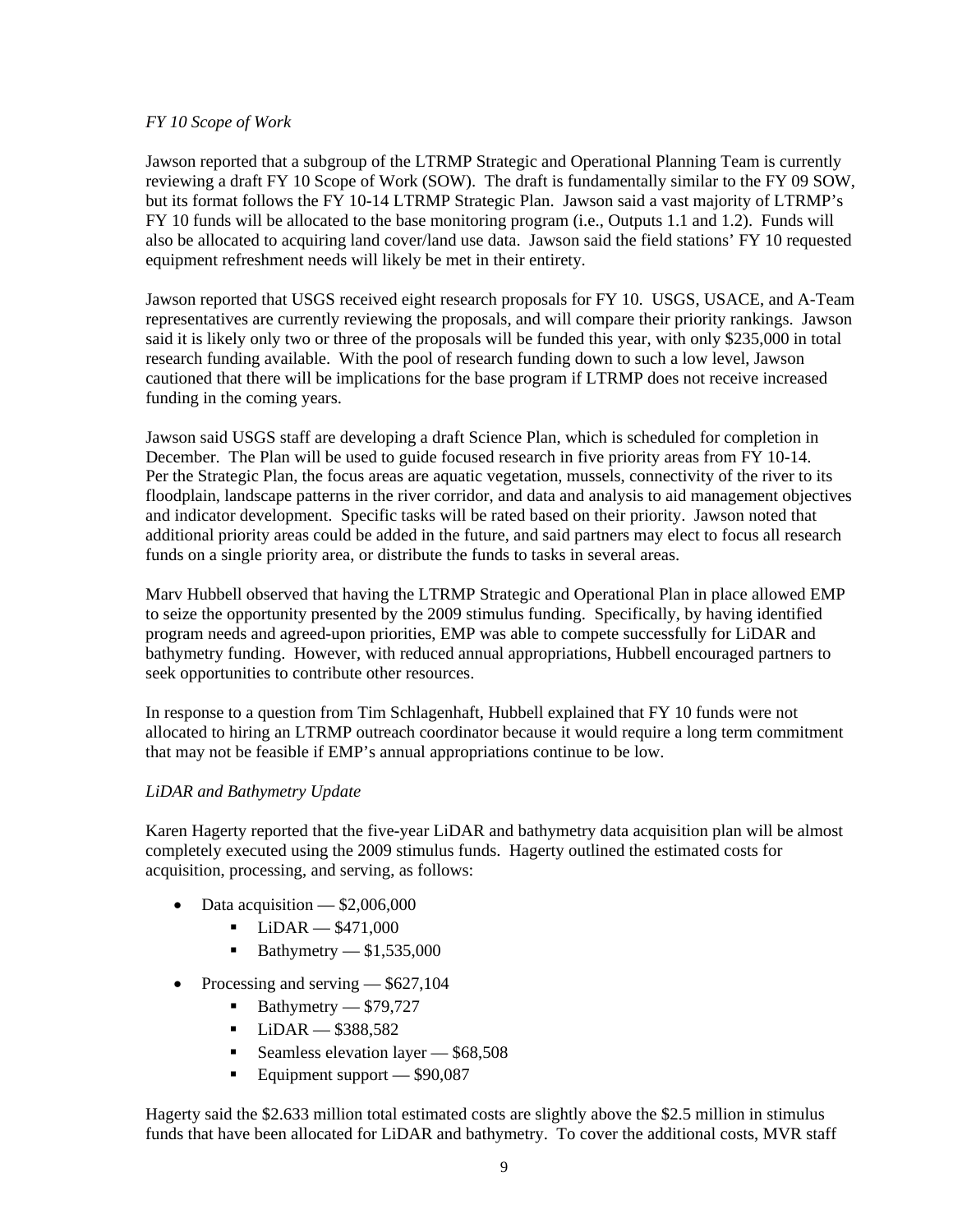*FY 10 Scope of Work*

Jawson reported that a subgroup of the LTRMP Strategic and Operational Planning Team is currently reviewing a draft FY 10 Scope of Work (SOW). The draft is fundamentally similar to the FY 09 SOW, but its format follows the FY 10-14 LTRMP Strategic Plan. Jawson said a vast majority of LTRMP's FY 10 funds will be allocated to the base monitoring program (i.e., Outputs 1.1 and 1.2). Funds will also be allocated to acquiring land cover/land use data. Jawson said the field stations' FY 10 requested equipment refreshment needs will likely be met in their entirety.

Jawson reported that USGS received eight research proposals for FY 10. USGS, USACE, and A-Team representatives are currently reviewing the proposals, and will compare their priority rankings. Jawson said it is likely only two or three of the proposals will be funded this year, with only $235,000 in total research funding available. With the pool of research funding down to such a low level, Jawson cautioned that there will be implications for the base program if LTRMP does not receive increased funding in the coming years.

Jawson said USGS staff are developing a draft Science Plan, which is scheduled for completion in December. The Plan will be used to guide focused research in five priority areas from FY 10-14. Per the Strategic Plan, the focus areas are aquatic vegetation, mussels, connectivity of the river to its floodplain, landscape patterns in the river corridor, and data and analysis to aid management objectives and indicator development. Specific tasks will be rated based on their priority. Jawson noted that additional priority areas could be added in the future, and said partners may elect to focus all research funds on a single priority area, or distribute the funds to tasks in several areas.

Marv Hubbell observed that having the LTRMP Strategic and Operational Plan in place allowed EMP to seize the opportunity presented by the 2009 stimulus funding. Specifically, by having identified program needs and agreed-upon priorities, EMP was able to compete successfully for LiDAR and bathymetry funding. However, with reduced annual appropriations, Hubbell encouraged partners to seek opportunities to contribute other resources.

In response to a question from Tim Schlagenhaft, Hubbell explained that FY 10 funds were not allocated to hiring an LTRMP outreach coordinator because it would require a long term commitment that may not be feasible if EMP's annual appropriations continue to be low.

*LiDAR and Bathymetry Update*

Karen Hagerty reported that the five-year LiDAR and bathymetry data acquisition plan will be almost completely executed using the 2009 stimulus funds. Hagerty outlined the estimated costs for acquisition, processing, and serving, as follows:

- Data acquisition — $2,006,000
  - LiDAR — $471,000
  - Bathymetry — $1,535,000
- Processing and serving — $627,104
  - Bathymetry — $79,727
  - LiDAR — $388,582
  - Seamless elevation layer — $68,508
  - Equipment support — $90,087

Hagerty said the $2.633 million total estimated costs are slightly above the $2.5 million in stimulus funds that have been allocated for LiDAR and bathymetry. To cover the additional costs, MVR staff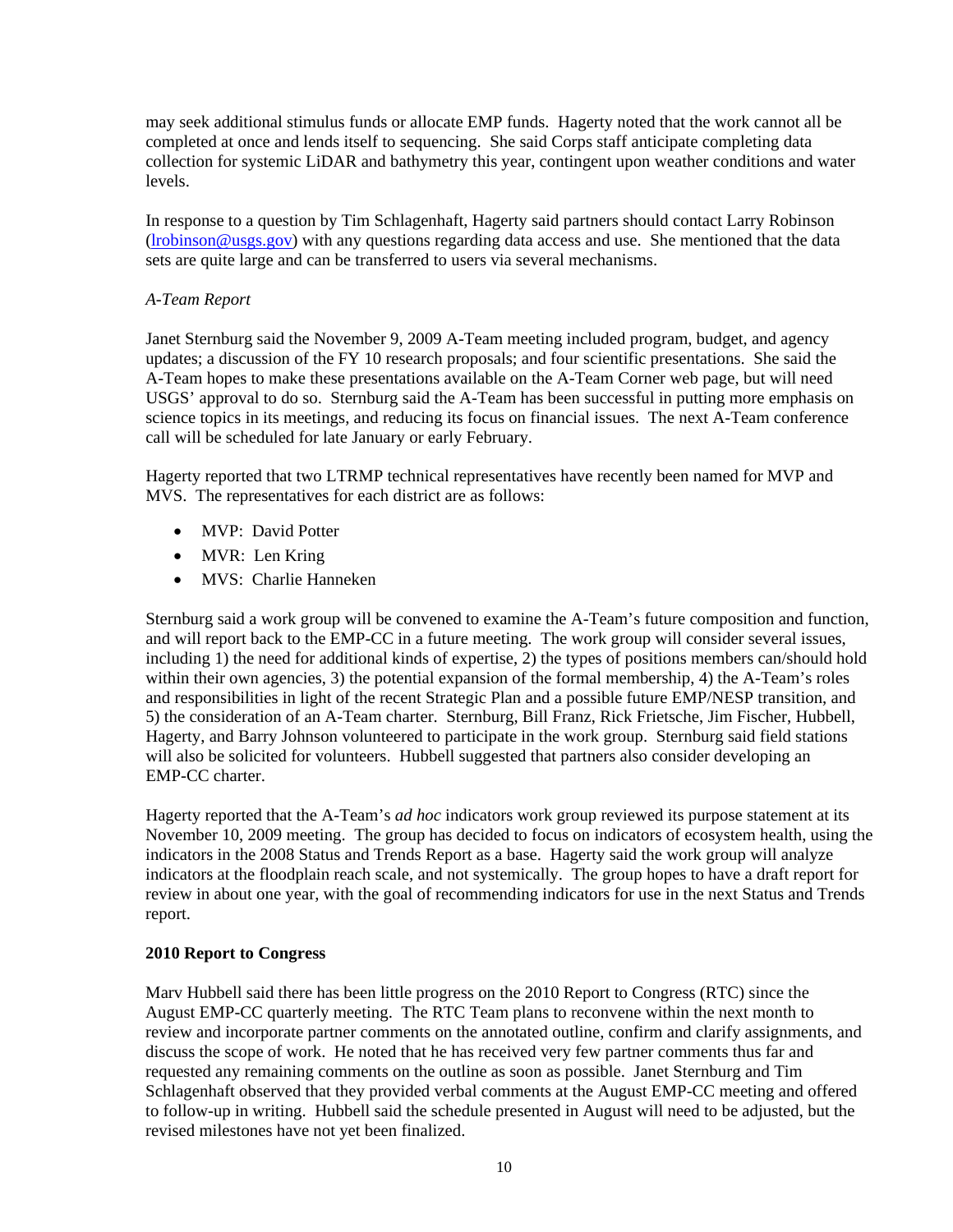may seek additional stimulus funds or allocate EMP funds. Hagerty noted that the work cannot all be completed at once and lends itself to sequencing. She said Corps staff anticipate completing data collection for systemic LiDAR and bathymetry this year, contingent upon weather conditions and water levels.

In response to a question by Tim Schlagenhaft, Hagerty said partners should contact Larry Robinson (lrobinson@usgs.gov) with any questions regarding data access and use. She mentioned that the data sets are quite large and can be transferred to users via several mechanisms.

*A-Team Report*

Janet Sternburg said the November 9, 2009 A-Team meeting included program, budget, and agency updates; a discussion of the FY 10 research proposals; and four scientific presentations. She said the A-Team hopes to make these presentations available on the A-Team Corner web page, but will need USGS' approval to do so. Sternburg said the A-Team has been successful in putting more emphasis on science topics in its meetings, and reducing its focus on financial issues. The next A-Team conference call will be scheduled for late January or early February.

Hagerty reported that two LTRMP technical representatives have recently been named for MVP and MVS. The representatives for each district are as follows:

- MVP: David Potter
- MVR: Len Kring
- MVS: Charlie Hanneken

Sternburg said a work group will be convened to examine the A-Team's future composition and function, and will report back to the EMP-CC in a future meeting. The work group will consider several issues, including 1) the need for additional kinds of expertise, 2) the types of positions members can/should hold within their own agencies, 3) the potential expansion of the formal membership, 4) the A-Team's roles and responsibilities in light of the recent Strategic Plan and a possible future EMP/NESP transition, and 5) the consideration of an A-Team charter. Sternburg, Bill Franz, Rick Frietsche, Jim Fischer, Hubbell, Hagerty, and Barry Johnson volunteered to participate in the work group. Sternburg said field stations will also be solicited for volunteers. Hubbell suggested that partners also consider developing an EMP-CC charter.

Hagerty reported that the A-Team's *ad hoc* indicators work group reviewed its purpose statement at its November 10, 2009 meeting. The group has decided to focus on indicators of ecosystem health, using the indicators in the 2008 Status and Trends Report as a base. Hagerty said the work group will analyze indicators at the floodplain reach scale, and not systemically. The group hopes to have a draft report for review in about one year, with the goal of recommending indicators for use in the next Status and Trends report.

**2010 Report to Congress**

Marv Hubbell said there has been little progress on the 2010 Report to Congress (RTC) since the August EMP-CC quarterly meeting. The RTC Team plans to reconvene within the next month to review and incorporate partner comments on the annotated outline, confirm and clarify assignments, and discuss the scope of work. He noted that he has received very few partner comments thus far and requested any remaining comments on the outline as soon as possible. Janet Sternburg and Tim Schlagenhaft observed that they provided verbal comments at the August EMP-CC meeting and offered to follow-up in writing. Hubbell said the schedule presented in August will need to be adjusted, but the revised milestones have not yet been finalized.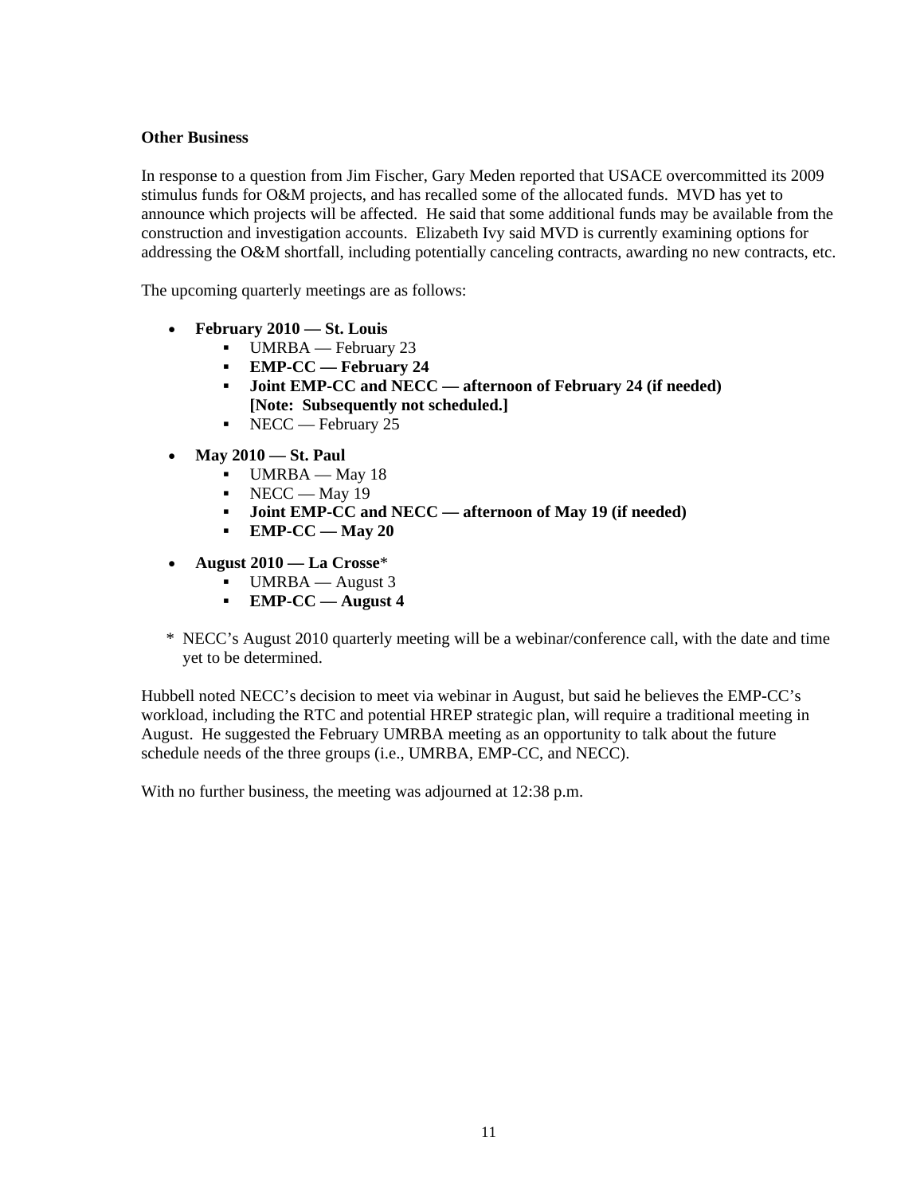**Other Business**

In response to a question from Jim Fischer, Gary Meden reported that USACE overcommitted its 2009 stimulus funds for O&M projects, and has recalled some of the allocated funds. MVD has yet to announce which projects will be affected. He said that some additional funds may be available from the construction and investigation accounts. Elizabeth Ivy said MVD is currently examining options for addressing the O&M shortfall, including potentially canceling contracts, awarding no new contracts, etc.

The upcoming quarterly meetings are as follows:

- **February 2010 — St. Louis**
    - UMRBA — February 23
    - **EMP-CC — February 24**
    - **Joint EMP-CC and NECC — afternoon of February 24 (if needed) [Note: Subsequently not scheduled.]**
    - NECC — February 25
- **May 2010 — St. Paul**
    - UMRBA — May 18
    - NECC — May 19
    - **Joint EMP-CC and NECC — afternoon of May 19 (if needed)**
    - **EMP-CC — May 20**
- **August 2010 — La Crosse***
    - UMRBA — August 3
    - **EMP-CC — August 4**

\* NECC's August 2010 quarterly meeting will be a webinar/conference call, with the date and time yet to be determined.

Hubbell noted NECC's decision to meet via webinar in August, but said he believes the EMP-CC's workload, including the RTC and potential HREP strategic plan, will require a traditional meeting in August. He suggested the February UMRBA meeting as an opportunity to talk about the future schedule needs of the three groups (i.e., UMRBA, EMP-CC, and NECC).

With no further business, the meeting was adjourned at 12:38 p.m.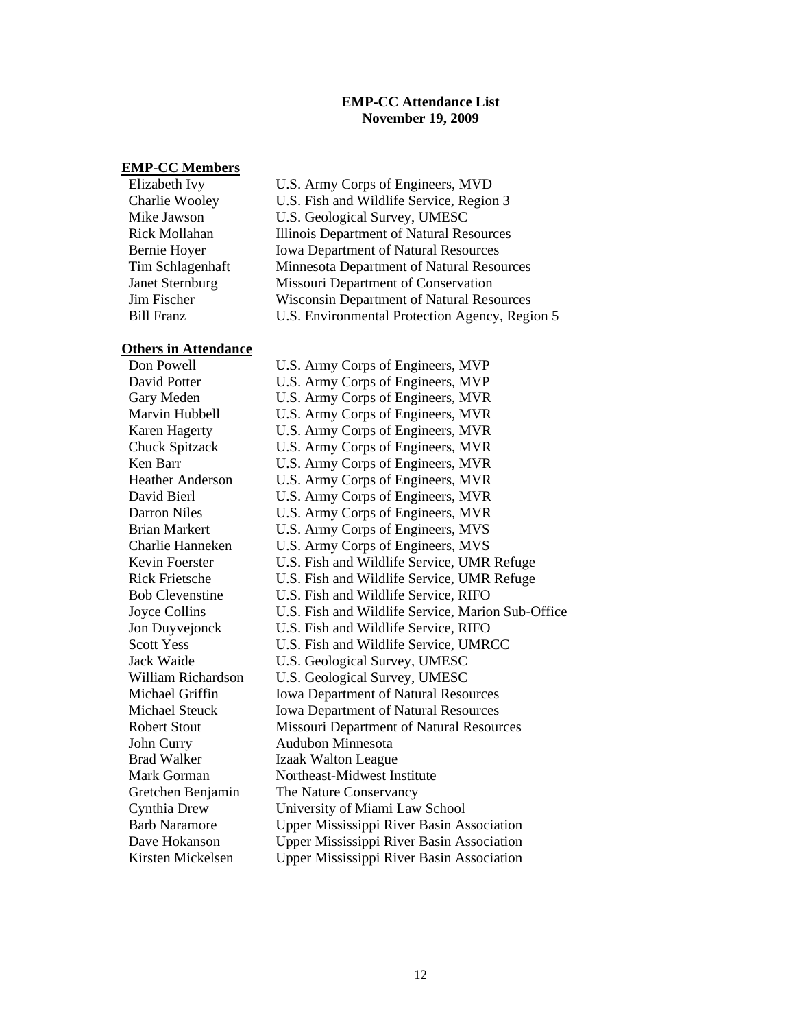**EMP-CC Attendance List**
**November 19, 2009**

**EMP-CC Members**

| | |
|---|---|
| Elizabeth Ivy | U.S. Army Corps of Engineers, MVD |
| Charlie Wooley | U.S. Fish and Wildlife Service, Region 3 |
| Mike Jawson | U.S. Geological Survey, UMESC |
| Rick Mollahan | Illinois Department of Natural Resources |
| Bernie Hoyer | Iowa Department of Natural Resources |
| Tim Schlagenhaft | Minnesota Department of Natural Resources |
| Janet Sternburg | Missouri Department of Conservation |
| Jim Fischer | Wisconsin Department of Natural Resources |
| Bill Franz | U.S. Environmental Protection Agency, Region 5 |

**Others in Attendance**

| | |
|---|---|
| Don Powell | U.S. Army Corps of Engineers, MVP |
| David Potter | U.S. Army Corps of Engineers, MVP |
| Gary Meden | U.S. Army Corps of Engineers, MVR |
| Marvin Hubbell | U.S. Army Corps of Engineers, MVR |
| Karen Hagerty | U.S. Army Corps of Engineers, MVR |
| Chuck Spitzack | U.S. Army Corps of Engineers, MVR |
| Ken Barr | U.S. Army Corps of Engineers, MVR |
| Heather Anderson | U.S. Army Corps of Engineers, MVR |
| David Bierl | U.S. Army Corps of Engineers, MVR |
| Darron Niles | U.S. Army Corps of Engineers, MVR |
| Brian Markert | U.S. Army Corps of Engineers, MVS |
| Charlie Hanneken | U.S. Army Corps of Engineers, MVS |
| Kevin Foerster | U.S. Fish and Wildlife Service, UMR Refuge |
| Rick Frietsche | U.S. Fish and Wildlife Service, UMR Refuge |
| Bob Clevenstine | U.S. Fish and Wildlife Service, RIFO |
| Joyce Collins | U.S. Fish and Wildlife Service, Marion Sub-Office |
| Jon Duyvejonck | U.S. Fish and Wildlife Service, RIFO |
| Scott Yess | U.S. Fish and Wildlife Service, UMRCC |
| Jack Waide | U.S. Geological Survey, UMESC |
| William Richardson | U.S. Geological Survey, UMESC |
| Michael Griffin | Iowa Department of Natural Resources |
| Michael Steuck | Iowa Department of Natural Resources |
| Robert Stout | Missouri Department of Natural Resources |
| John Curry | Audubon Minnesota |
| Brad Walker | Izaak Walton League |
| Mark Gorman | Northeast-Midwest Institute |
| Gretchen Benjamin | The Nature Conservancy |
| Cynthia Drew | University of Miami Law School |
| Barb Naramore | Upper Mississippi River Basin Association |
| Dave Hokanson | Upper Mississippi River Basin Association |
| Kirsten Mickelsen | Upper Mississippi River Basin Association |